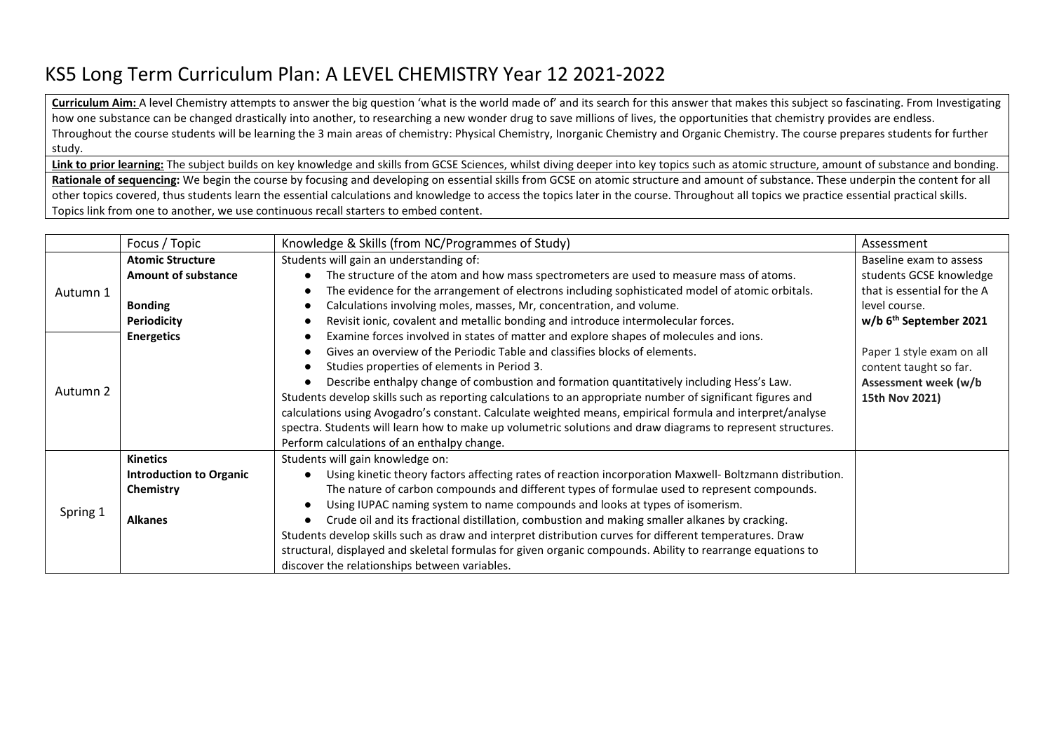# KS5 Long Term Curriculum Plan: A LEVEL CHEMISTRY Year 12 2021-2022

**Curriculum Aim:** A level Chemistry attempts to answer the big question 'what is the world made of' and its search for this answer that makes this subject so fascinating. From Investigating how one substance can be changed drastically into another, to researching a new wonder drug to save millions of lives, the opportunities that chemistry provides are endless. Throughout the course students will be learning the 3 main areas of chemistry: Physical Chemistry, Inorganic Chemistry and Organic Chemistry. The course prepares students for further study.

**Link to prior learning:** The subject builds on key knowledge and skills from GCSE Sciences, whilst diving deeper into key topics such as atomic structure, amount of substance and bonding.

**Rationale of sequencing:** We begin the course by focusing and developing on essential skills from GCSE on atomic structure and amount of substance. These underpin the content for all other topics covered, thus students learn the essential calculations and knowledge to access the topics later in the course. Throughout all topics we practice essential practical skills. Topics link from one to another, we use continuous recall starters to embed content.

| | Focus / Topic | Knowledge & Skills (from NC/Programmes of Study) | Assessment |
|---|---|---|---|
| Autumn 1<br><br>Autumn 2 | **Atomic Structure**<br>**Amount of substance**<br><br>**Bonding**<br>**Periodicity**<br>**Energetics** | Students will gain an understanding of:<br>● The structure of the atom and how mass spectrometers are used to measure mass of atoms.<br>● The evidence for the arrangement of electrons including sophisticated model of atomic orbitals.<br>● Calculations involving moles, masses, Mr, concentration, and volume.<br>● Revisit ionic, covalent and metallic bonding and introduce intermolecular forces.<br>● Examine forces involved in states of matter and explore shapes of molecules and ions.<br>● Gives an overview of the Periodic Table and classifies blocks of elements.<br>● Studies properties of elements in Period 3.<br>● Describe enthalpy change of combustion and formation quantitatively including Hess's Law.<br>Students develop skills such as reporting calculations to an appropriate number of significant figures and calculations using Avogadro's constant. Calculate weighted means, empirical formula and interpret/analyse spectra. Students will learn how to make up volumetric solutions and draw diagrams to represent structures. Perform calculations of an enthalpy change. | Baseline exam to assess students GCSE knowledge that is essential for the A level course.<br>**w/b 6th September 2021**<br><br>Paper 1 style exam on all content taught so far.<br>**Assessment week (w/b 15th Nov 2021)** |
| Spring 1 | **Kinetics**<br>**Introduction to Organic Chemistry**<br><br>**Alkanes** | Students will gain knowledge on:<br>● Using kinetic theory factors affecting rates of reaction incorporation Maxwell- Boltzmann distribution. The nature of carbon compounds and different types of formulae used to represent compounds.<br>● Using IUPAC naming system to name compounds and looks at types of isomerism.<br>● Crude oil and its fractional distillation, combustion and making smaller alkanes by cracking.<br>Students develop skills such as draw and interpret distribution curves for different temperatures. Draw structural, displayed and skeletal formulas for given organic compounds. Ability to rearrange equations to discover the relationships between variables. | |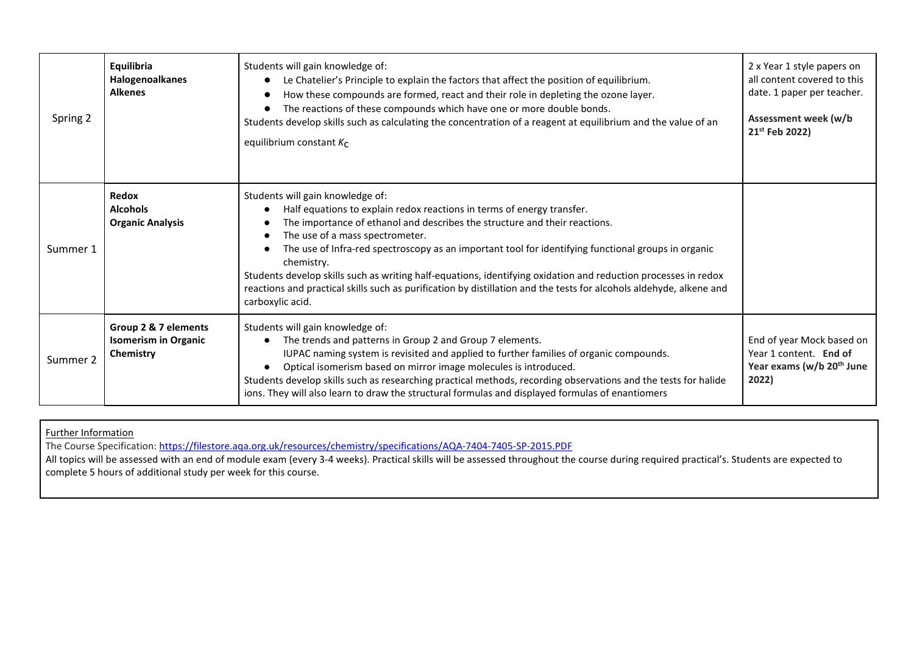| | | | |
|---|---|---|---|
| Spring 2 | **Equilibria**<br>**Halogenoalkanes**<br>**Alkenes** | Students will gain knowledge of:<br>● Le Chatelier's Principle to explain the factors that affect the position of equilibrium.<br>● How these compounds are formed, react and their role in depleting the ozone layer.<br>● The reactions of these compounds which have one or more double bonds.<br>Students develop skills such as calculating the concentration of a reagent at equilibrium and the value of an equilibrium constant $K_C$ | 2 x Year 1 style papers on all content covered to this date. 1 paper per teacher.<br><br>**Assessment week (w/b 21st Feb 2022)** |
| Summer 1 | **Redox**<br>**Alcohols**<br>**Organic Analysis** | Students will gain knowledge of:<br>● Half equations to explain redox reactions in terms of energy transfer.<br>● The importance of ethanol and describes the structure and their reactions.<br>● The use of a mass spectrometer.<br>● The use of Infra-red spectroscopy as an important tool for identifying functional groups in organic chemistry.<br>Students develop skills such as writing half-equations, identifying oxidation and reduction processes in redox reactions and practical skills such as purification by distillation and the tests for alcohols aldehyde, alkene and carboxylic acid. | |
| Summer 2 | **Group 2 & 7 elements**<br>**Isomerism in Organic Chemistry** | Students will gain knowledge of:<br>● The trends and patterns in Group 2 and Group 7 elements.<br>IUPAC naming system is revisited and applied to further families of organic compounds.<br>● Optical isomerism based on mirror image molecules is introduced.<br>Students develop skills such as researching practical methods, recording observations and the tests for halide ions. They will also learn to draw the structural formulas and displayed formulas of enantiomers | End of year Mock based on Year 1 content. **End of Year exams (w/b 20th June 2022)** |

Further Information

The Course Specification: https://filestore.aqa.org.uk/resources/chemistry/specifications/AQA-7404-7405-SP-2015.PDF

All topics will be assessed with an end of module exam (every 3-4 weeks). Practical skills will be assessed throughout the course during required practical's. Students are expected to complete 5 hours of additional study per week for this course.